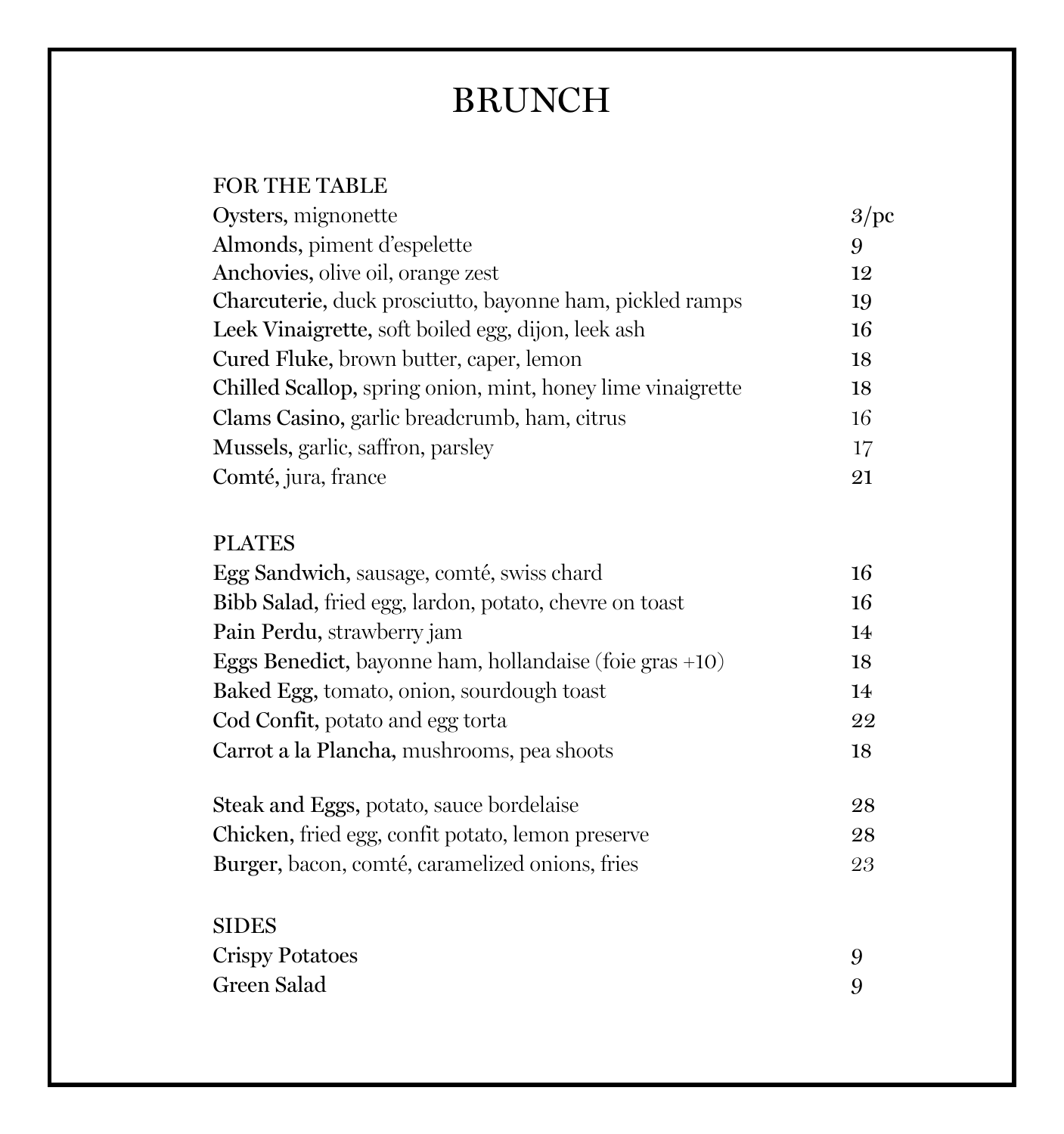# BRUNCH

## FOR THE TABLE

| Item | Price |
|---|---|
| **Oysters,** mignonette | 3/pc |
| **Almonds,** piment d'espelette | 9 |
| **Anchovies,** olive oil, orange zest | 12 |
| **Charcuterie,** duck prosciutto, bayonne ham, pickled ramps | 19 |
| **Leek Vinaigrette,** soft boiled egg, dijon, leek ash | 16 |
| **Cured Fluke,** brown butter, caper, lemon | 18 |
| **Chilled Scallop,** spring onion, mint, honey lime vinaigrette | 18 |
| **Clams Casino,** garlic breadcrumb, ham, citrus | 16 |
| **Mussels,** garlic, saffron, parsley | 17 |
| **Comté,** jura, france | 21 |

## PLATES

| Item | Price |
|---|---|
| **Egg Sandwich,** sausage, comté, swiss chard | 16 |
| **Bibb Salad,** fried egg, lardon, potato, chevre on toast | 16 |
| **Pain Perdu,** strawberry jam | 14 |
| **Eggs Benedict,** bayonne ham, hollandaise (foie gras +10) | 18 |
| **Baked Egg,** tomato, onion, sourdough toast | 14 |
| **Cod Confit,** potato and egg torta | 22 |
| **Carrot a la Plancha,** mushrooms, pea shoots | 18 |
| **Steak and Eggs,** potato, sauce bordelaise | 28 |
| **Chicken,** fried egg, confit potato, lemon preserve | 28 |
| **Burger,** bacon, comté, caramelized onions, fries | 23 |

## SIDES

| Item | Price |
|---|---|
| **Crispy Potatoes** | 9 |
| **Green Salad** | 9 |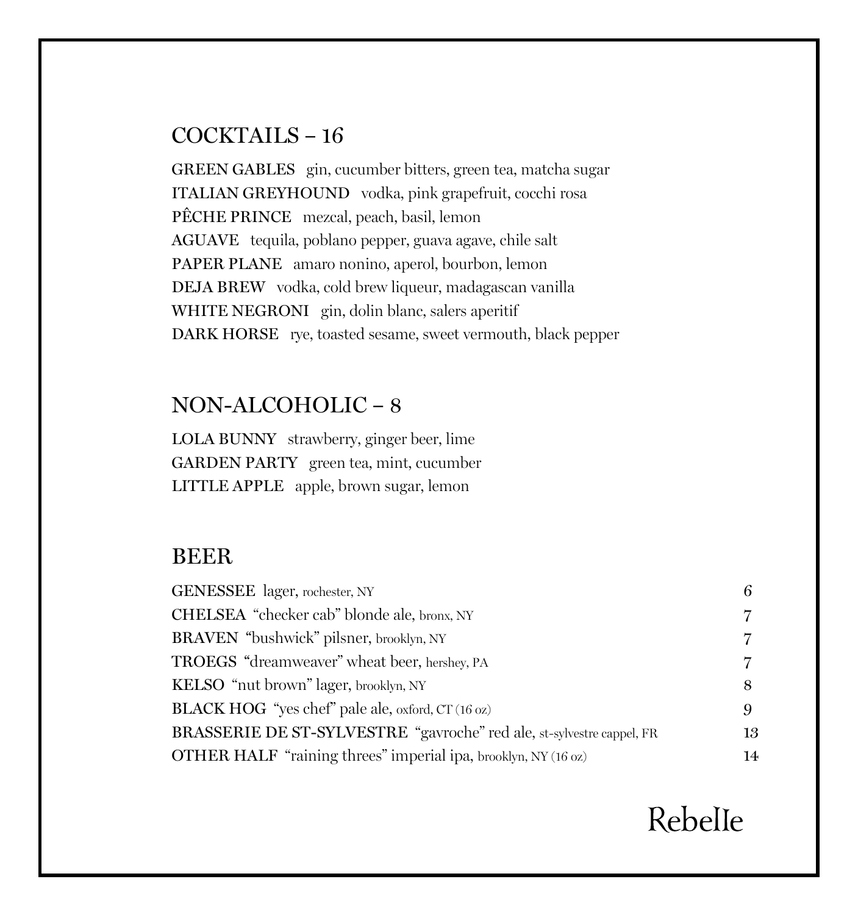## COCKTAILS – 16

**GREEN GABLES** gin, cucumber bitters, green tea, matcha sugar
**ITALIAN GREYHOUND** vodka, pink grapefruit, cocchi rosa
**PÊCHE PRINCE** mezcal, peach, basil, lemon
**AGUAVE** tequila, poblano pepper, guava agave, chile salt
**PAPER PLANE** amaro nonino, aperol, bourbon, lemon
**DEJA BREW** vodka, cold brew liqueur, madagascan vanilla
**WHITE NEGRONI** gin, dolin blanc, salers aperitif
**DARK HORSE** rye, toasted sesame, sweet vermouth, black pepper

## NON-ALCOHOLIC – 8

**LOLA BUNNY** strawberry, ginger beer, lime
**GARDEN PARTY** green tea, mint, cucumber
**LITTLE APPLE** apple, brown sugar, lemon

## BEER

| | |
|---|---|
| **GENESSEE** lager, rochester, NY | 6 |
| **CHELSEA** "checker cab" blonde ale, bronx, NY | 7 |
| **BRAVEN** "bushwick" pilsner, brooklyn, NY | 7 |
| **TROEGS** "dreamweaver" wheat beer, hershey, PA | 7 |
| **KELSO** "nut brown" lager, brooklyn, NY | 8 |
| **BLACK HOG** "yes chef" pale ale, oxford, CT (16 oz) | 9 |
| **BRASSERIE DE ST-SYLVESTRE** "gavroche" red ale, st-sylvestre cappel, FR | 13 |
| **OTHER HALF** "raining threes" imperial ipa, brooklyn, NY (16 oz) | 14 |

Rebelle